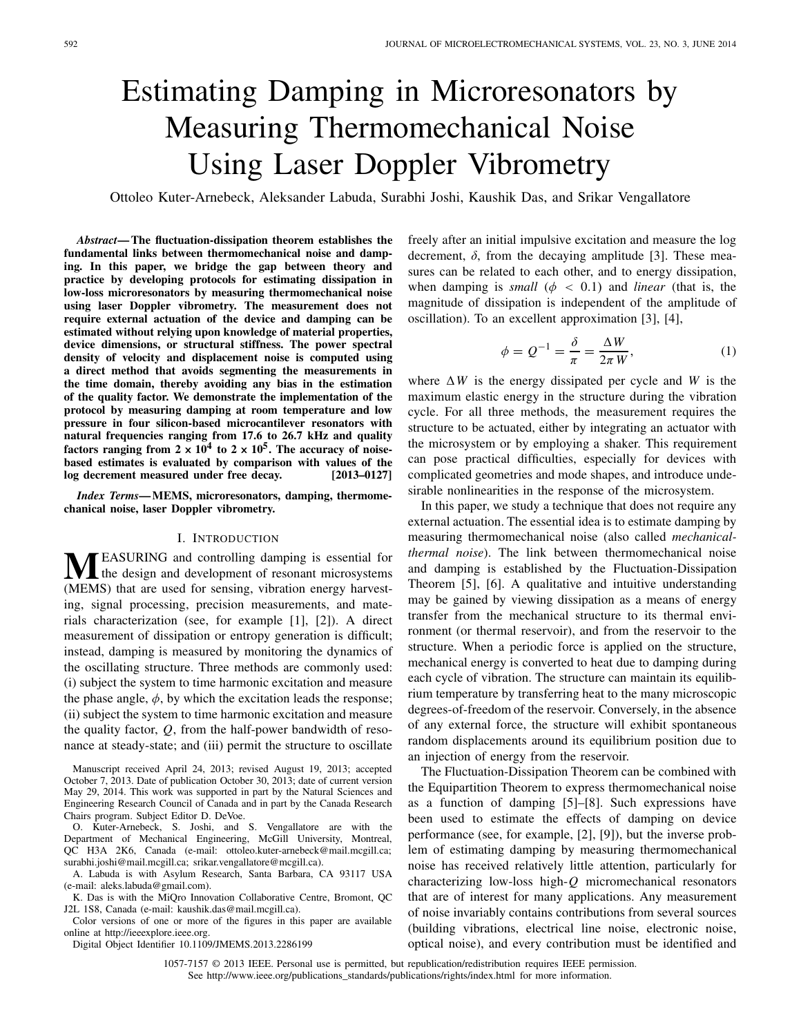# Estimating Damping in Microresonators by Measuring Thermomechanical Noise Using Laser Doppler Vibrometry

Ottoleo Kuter-Arnebeck, Aleksander Labuda, Surabhi Joshi, Kaushik Das, and Srikar Vengallatore

***Abstract*— The fluctuation-dissipation theorem establishes the fundamental links between thermomechanical noise and damping. In this paper, we bridge the gap between theory and practice by developing protocols for estimating dissipation in low-loss microresonators by measuring thermomechanical noise using laser Doppler vibrometry. The measurement does not require external actuation of the device and damping can be estimated without relying upon knowledge of material properties, device dimensions, or structural stiffness. The power spectral density of velocity and displacement noise is computed using a direct method that avoids segmenting the measurements in the time domain, thereby avoiding any bias in the estimation of the quality factor. We demonstrate the implementation of the protocol by measuring damping at room temperature and low pressure in four silicon-based microcantilever resonators with natural frequencies ranging from 17.6 to 26.7 kHz and quality factors ranging from $2 \times 10^4$ to $2 \times 10^5$. The accuracy of noise-based estimates is evaluated by comparison with values of the log decrement measured under free decay. [2013–0127]**

***Index Terms*— MEMS, microresonators, damping, thermomechanical noise, laser Doppler vibrometry.**

## I. INTRODUCTION

MEASURING and controlling damping is essential for the design and development of resonant microsystems (MEMS) that are used for sensing, vibration energy harvesting, signal processing, precision measurements, and materials characterization (see, for example [1], [2]). A direct measurement of dissipation or entropy generation is difficult; instead, damping is measured by monitoring the dynamics of the oscillating structure. Three methods are commonly used: (i) subject the system to time harmonic excitation and measure the phase angle, $\phi$, by which the excitation leads the response; (ii) subject the system to time harmonic excitation and measure the quality factor, $Q$, from the half-power bandwidth of resonance at steady-state; and (iii) permit the structure to oscillate freely after an initial impulsive excitation and measure the log decrement, $\delta$, from the decaying amplitude [3]. These measures can be related to each other, and to energy dissipation, when damping is *small* ($\phi < 0.1$) and *linear* (that is, the magnitude of dissipation is independent of the amplitude of oscillation). To an excellent approximation [3], [4],

$$\phi = Q^{-1} = \frac{\delta}{\pi} = \frac{\Delta W}{2\pi W}, \tag{1}$$

where $\Delta W$ is the energy dissipated per cycle and $W$ is the maximum elastic energy in the structure during the vibration cycle. For all three methods, the measurement requires the structure to be actuated, either by integrating an actuator with the microsystem or by employing a shaker. This requirement can pose practical difficulties, especially for devices with complicated geometries and mode shapes, and introduce undesirable nonlinearities in the response of the microsystem.

In this paper, we study a technique that does not require any external actuation. The essential idea is to estimate damping by measuring thermomechanical noise (also called *mechanical-thermal noise*). The link between thermomechanical noise and damping is established by the Fluctuation-Dissipation Theorem [5], [6]. A qualitative and intuitive understanding may be gained by viewing dissipation as a means of energy transfer from the mechanical structure to its thermal environment (or thermal reservoir), and from the reservoir to the structure. When a periodic force is applied on the structure, mechanical energy is converted to heat due to damping during each cycle of vibration. The structure can maintain its equilibrium temperature by transferring heat to the many microscopic degrees-of-freedom of the reservoir. Conversely, in the absence of any external force, the structure will exhibit spontaneous random displacements around its equilibrium position due to an injection of energy from the reservoir.

The Fluctuation-Dissipation Theorem can be combined with the Equipartition Theorem to express thermomechanical noise as a function of damping [5]–[8]. Such expressions have been used to estimate the effects of damping on device performance (see, for example, [2], [9]), but the inverse problem of estimating damping by measuring thermomechanical noise has received relatively little attention, particularly for characterizing low-loss high-$Q$ micromechanical resonators that are of interest for many applications. Any measurement of noise invariably contains contributions from several sources (building vibrations, electrical line noise, electronic noise, optical noise), and every contribution must be identified and

---

Manuscript received April 24, 2013; revised August 19, 2013; accepted October 7, 2013. Date of publication October 30, 2013; date of current version May 29, 2014. This work was supported in part by the Natural Sciences and Engineering Research Council of Canada and in part by the Canada Research Chairs program. Subject Editor D. DeVoe.

O. Kuter-Arnebeck, S. Joshi, and S. Vengallatore are with the Department of Mechanical Engineering, McGill University, Montreal, QC H3A 2K6, Canada (e-mail: ottoleo.kuter-arnebeck@mail.mcgill.ca; surabhi.joshi@mail.mcgill.ca; srikar.vengallatore@mcgill.ca).

A. Labuda is with Asylum Research, Santa Barbara, CA 93117 USA (e-mail: aleks.labuda@gmail.com).

K. Das is with the MiQro Innovation Collaborative Centre, Bromont, QC J2L 1S8, Canada (e-mail: kaushik.das@mail.mcgill.ca).

Color versions of one or more of the figures in this paper are available online at http://ieeexplore.ieee.org.

Digital Object Identifier 10.1109/JMEMS.2013.2286199

1057-7157 © 2013 IEEE. Personal use is permitted, but republication/redistribution requires IEEE permission. See http://www.ieee.org/publications_standards/publications/rights/index.html for more information.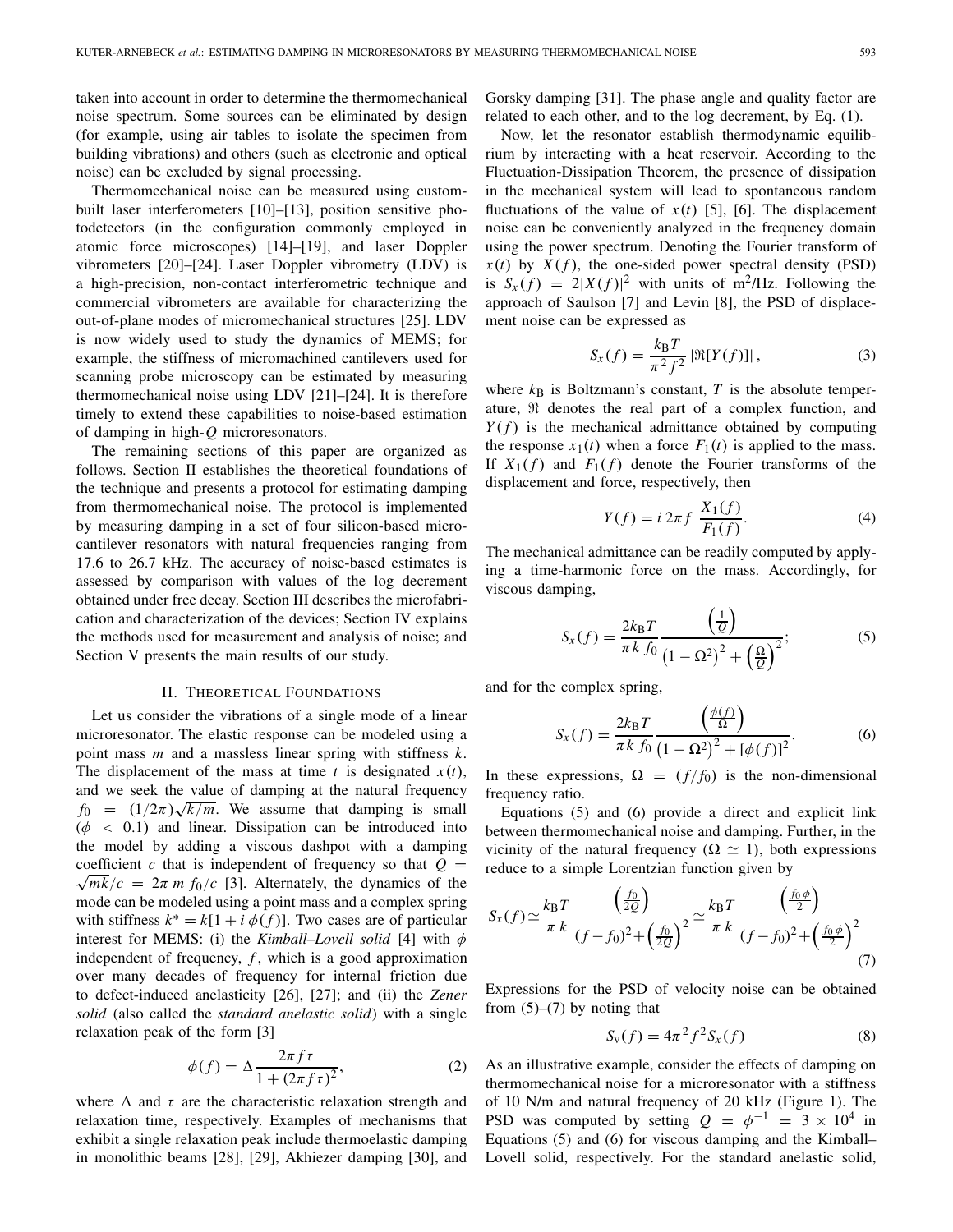taken into account in order to determine the thermomechanical noise spectrum. Some sources can be eliminated by design (for example, using air tables to isolate the specimen from building vibrations) and others (such as electronic and optical noise) can be excluded by signal processing.

Thermomechanical noise can be measured using custom-built laser interferometers [10]–[13], position sensitive photodetectors (in the configuration commonly employed in atomic force microscopes) [14]–[19], and laser Doppler vibrometers [20]–[24]. Laser Doppler vibrometry (LDV) is a high-precision, non-contact interferometric technique and commercial vibrometers are available for characterizing the out-of-plane modes of micromechanical structures [25]. LDV is now widely used to study the dynamics of MEMS; for example, the stiffness of micromachined cantilevers used for scanning probe microscopy can be estimated by measuring thermomechanical noise using LDV [21]–[24]. It is therefore timely to extend these capabilities to noise-based estimation of damping in high-$Q$ microresonators.

The remaining sections of this paper are organized as follows. Section II establishes the theoretical foundations of the technique and presents a protocol for estimating damping from thermomechanical noise. The protocol is implemented by measuring damping in a set of four silicon-based micro-cantilever resonators with natural frequencies ranging from 17.6 to 26.7 kHz. The accuracy of noise-based estimates is assessed by comparison with values of the log decrement obtained under free decay. Section III describes the microfabrication and characterization of the devices; Section IV explains the methods used for measurement and analysis of noise; and Section V presents the main results of our study.

## II. Theoretical Foundations

Let us consider the vibrations of a single mode of a linear microresonator. The elastic response can be modeled using a point mass $m$ and a massless linear spring with stiffness $k$. The displacement of the mass at time $t$ is designated $x(t)$, and we seek the value of damping at the natural frequency $f_0 = (1/2\pi)\sqrt{k/m}$. We assume that damping is small ($\phi < 0.1$) and linear. Dissipation can be introduced into the model by adding a viscous dashpot with a damping coefficient $c$ that is independent of frequency so that $Q = \sqrt{mk}/c = 2\pi\, m\, f_0/c$ [3]. Alternately, the dynamics of the mode can be modeled using a point mass and a complex spring with stiffness $k^* = k[1 + i\,\phi(f)]$. Two cases are of particular interest for MEMS: (i) the *Kimball–Lovell solid* [4] with $\phi$ independent of frequency, $f$, which is a good approximation over many decades of frequency for internal friction due to defect-induced anelasticity [26], [27]; and (ii) the *Zener solid* (also called the *standard anelastic solid*) with a single relaxation peak of the form [3]

$$\phi(f) = \Delta \frac{2\pi f \tau}{1 + (2\pi f \tau)^2}, \tag{2}$$

where $\Delta$ and $\tau$ are the characteristic relaxation strength and relaxation time, respectively. Examples of mechanisms that exhibit a single relaxation peak include thermoelastic damping in monolithic beams [28], [29], Akhiezer damping [30], and Gorsky damping [31]. The phase angle and quality factor are related to each other, and to the log decrement, by Eq. (1).

Now, let the resonator establish thermodynamic equilibrium by interacting with a heat reservoir. According to the Fluctuation-Dissipation Theorem, the presence of dissipation in the mechanical system will lead to spontaneous random fluctuations of the value of $x(t)$ [5], [6]. The displacement noise can be conveniently analyzed in the frequency domain using the power spectrum. Denoting the Fourier transform of $x(t)$ by $X(f)$, the one-sided power spectral density (PSD) is $S_x(f) = 2|X(f)|^2$ with units of m$^2$/Hz. Following the approach of Saulson [7] and Levin [8], the PSD of displacement noise can be expressed as

$$S_x(f) = \frac{k_B T}{\pi^2 f^2} \left|\Re[Y(f)]\right|, \tag{3}$$

where $k_B$ is Boltzmann's constant, $T$ is the absolute temperature, $\Re$ denotes the real part of a complex function, and $Y(f)$ is the mechanical admittance obtained by computing the response $x_1(t)$ when a force $F_1(t)$ is applied to the mass. If $X_1(f)$ and $F_1(f)$ denote the Fourier transforms of the displacement and force, respectively, then

$$Y(f) = i\, 2\pi f\, \frac{X_1(f)}{F_1(f)}. \tag{4}$$

The mechanical admittance can be readily computed by applying a time-harmonic force on the mass. Accordingly, for viscous damping,

$$S_x(f) = \frac{2k_B T}{\pi k\, f_0} \frac{\left(\frac{1}{Q}\right)}{\left(1 - \Omega^2\right)^2 + \left(\frac{\Omega}{Q}\right)^2}; \tag{5}$$

and for the complex spring,

$$S_x(f) = \frac{2k_B T}{\pi k\, f_0} \frac{\left(\frac{\phi(f)}{\Omega}\right)}{\left(1 - \Omega^2\right)^2 + [\phi(f)]^2}. \tag{6}$$

In these expressions, $\Omega = (f/f_0)$ is the non-dimensional frequency ratio.

Equations (5) and (6) provide a direct and explicit link between thermomechanical noise and damping. Further, in the vicinity of the natural frequency ($\Omega \simeq 1$), both expressions reduce to a simple Lorentzian function given by

$$S_x(f) \simeq \frac{k_B T}{\pi\, k} \frac{\left(\frac{f_0}{2Q}\right)}{(f - f_0)^2 + \left(\frac{f_0}{2Q}\right)^2} \simeq \frac{k_B T}{\pi\, k} \frac{\left(\frac{f_0 \phi}{2}\right)}{(f - f_0)^2 + \left(\frac{f_0 \phi}{2}\right)^2} \tag{7}$$

Expressions for the PSD of velocity noise can be obtained from (5)–(7) by noting that

$$S_v(f) = 4\pi^2 f^2 S_x(f) \tag{8}$$

As an illustrative example, consider the effects of damping on thermomechanical noise for a microresonator with a stiffness of 10 N/m and natural frequency of 20 kHz (Figure 1). The PSD was computed by setting $Q = \phi^{-1} = 3 \times 10^4$ in Equations (5) and (6) for viscous damping and the Kimball–Lovell solid, respectively. For the standard anelastic solid,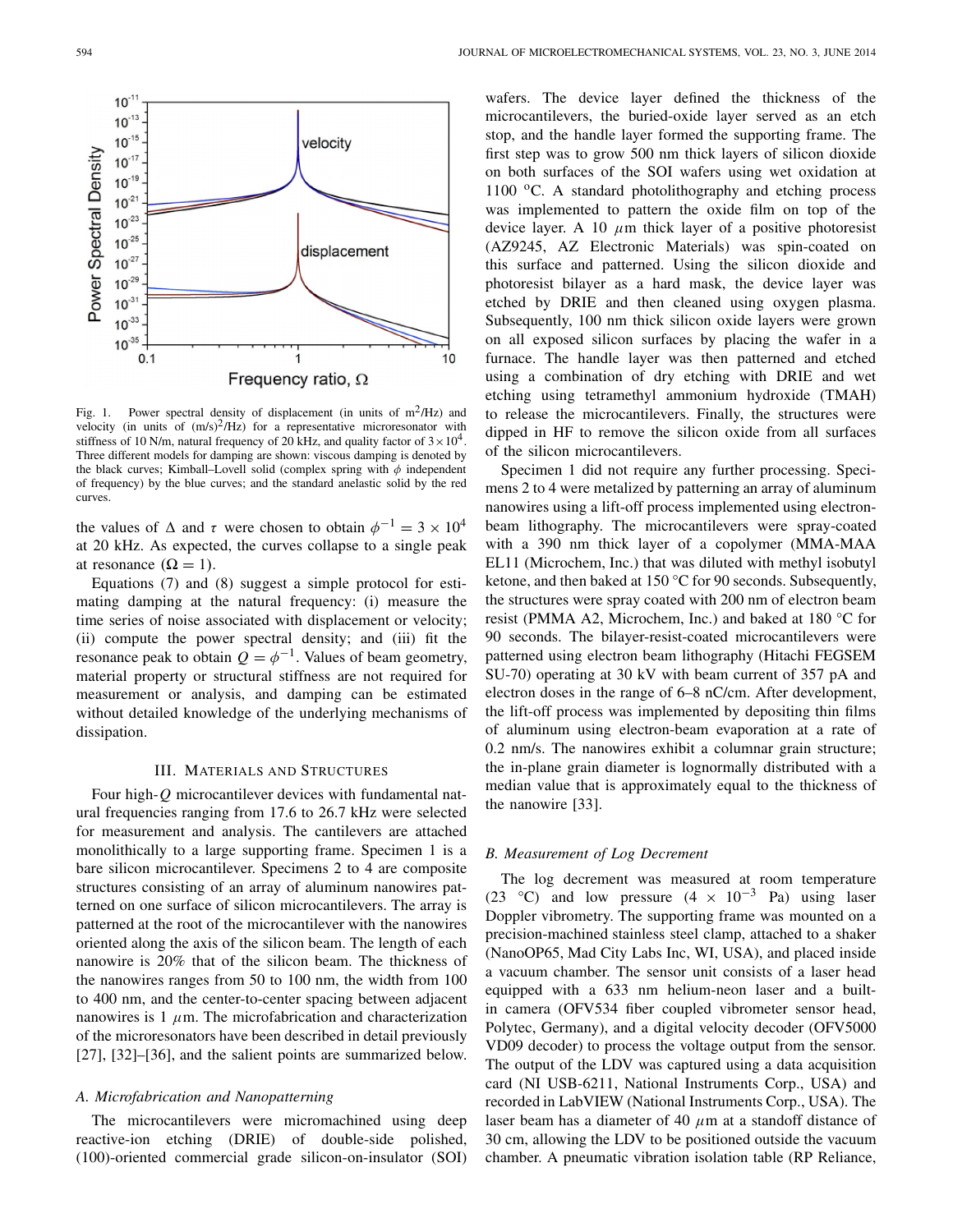Fig. 1. Power spectral density of displacement (in units of $m^2$/Hz) and velocity (in units of $(m/s)^2$/Hz) for a representative microresonator with stiffness of 10 N/m, natural frequency of 20 kHz, and quality factor of $3 \times 10^4$. Three different models for damping are shown: viscous damping is denoted by the black curves; Kimball–Lovell solid (complex spring with $\phi$ independent of frequency) by the blue curves; and the standard anelastic solid by the red curves.

the values of $\Delta$ and $\tau$ were chosen to obtain $\phi^{-1} = 3 \times 10^4$ at 20 kHz. As expected, the curves collapse to a single peak at resonance ($\Omega = 1$).

Equations (7) and (8) suggest a simple protocol for estimating damping at the natural frequency: (i) measure the time series of noise associated with displacement or velocity; (ii) compute the power spectral density; and (iii) fit the resonance peak to obtain $Q = \phi^{-1}$. Values of beam geometry, material property or structural stiffness are not required for measurement or analysis, and damping can be estimated without detailed knowledge of the underlying mechanisms of dissipation.

## III. Materials and Structures

Four high-$Q$ microcantilever devices with fundamental natural frequencies ranging from 17.6 to 26.7 kHz were selected for measurement and analysis. The cantilevers are attached monolithically to a large supporting frame. Specimen 1 is a bare silicon microcantilever. Specimens 2 to 4 are composite structures consisting of an array of aluminum nanowires patterned on one surface of silicon microcantilevers. The array is patterned at the root of the microcantilever with the nanowires oriented along the axis of the silicon beam. The length of each nanowire is 20% that of the silicon beam. The thickness of the nanowires ranges from 50 to 100 nm, the width from 100 to 400 nm, and the center-to-center spacing between adjacent nanowires is 1 $\mu$m. The microfabrication and characterization of the microresonators have been described in detail previously [27], [32]–[36], and the salient points are summarized below.

### A. Microfabrication and Nanopatterning

The microcantilevers were micromachined using deep reactive-ion etching (DRIE) of double-side polished, (100)-oriented commercial grade silicon-on-insulator (SOI) wafers. The device layer defined the thickness of the microcantilevers, the buried-oxide layer served as an etch stop, and the handle layer formed the supporting frame. The first step was to grow 500 nm thick layers of silicon dioxide on both surfaces of the SOI wafers using wet oxidation at 1100 °C. A standard photolithography and etching process was implemented to pattern the oxide film on top of the device layer. A 10 $\mu$m thick layer of a positive photoresist (AZ9245, AZ Electronic Materials) was spin-coated on this surface and patterned. Using the silicon dioxide and photoresist bilayer as a hard mask, the device layer was etched by DRIE and then cleaned using oxygen plasma. Subsequently, 100 nm thick silicon oxide layers were grown on all exposed silicon surfaces by placing the wafer in a furnace. The handle layer was then patterned and etched using a combination of dry etching with DRIE and wet etching using tetramethyl ammonium hydroxide (TMAH) to release the microcantilevers. Finally, the structures were dipped in HF to remove the silicon oxide from all surfaces of the silicon microcantilevers.

Specimen 1 did not require any further processing. Specimens 2 to 4 were metalized by patterning an array of aluminum nanowires using a lift-off process implemented using electron-beam lithography. The microcantilevers were spray-coated with a 390 nm thick layer of a copolymer (MMA-MAA EL11 (Microchem, Inc.) that was diluted with methyl isobutyl ketone, and then baked at 150 °C for 90 seconds. Subsequently, the structures were spray coated with 200 nm of electron beam resist (PMMA A2, Microchem, Inc.) and baked at 180 °C for 90 seconds. The bilayer-resist-coated microcantilevers were patterned using electron beam lithography (Hitachi FEGSEM SU-70) operating at 30 kV with beam current of 357 pA and electron doses in the range of 6–8 nC/cm. After development, the lift-off process was implemented by depositing thin films of aluminum using electron-beam evaporation at a rate of 0.2 nm/s. The nanowires exhibit a columnar grain structure; the in-plane grain diameter is lognormally distributed with a median value that is approximately equal to the thickness of the nanowire [33].

### B. Measurement of Log Decrement

The log decrement was measured at room temperature (23 °C) and low pressure ($4 \times 10^{-3}$ Pa) using laser Doppler vibrometry. The supporting frame was mounted on a precision-machined stainless steel clamp, attached to a shaker (NanoOP65, Mad City Labs Inc, WI, USA), and placed inside a vacuum chamber. The sensor unit consists of a laser head equipped with a 633 nm helium-neon laser and a built-in camera (OFV534 fiber coupled vibrometer sensor head, Polytec, Germany), and a digital velocity decoder (OFV5000 VD09 decoder) to process the voltage output from the sensor. The output of the LDV was captured using a data acquisition card (NI USB-6211, National Instruments Corp., USA) and recorded in LabVIEW (National Instruments Corp., USA). The laser beam has a diameter of 40 $\mu$m at a standoff distance of 30 cm, allowing the LDV to be positioned outside the vacuum chamber. A pneumatic vibration isolation table (RP Reliance,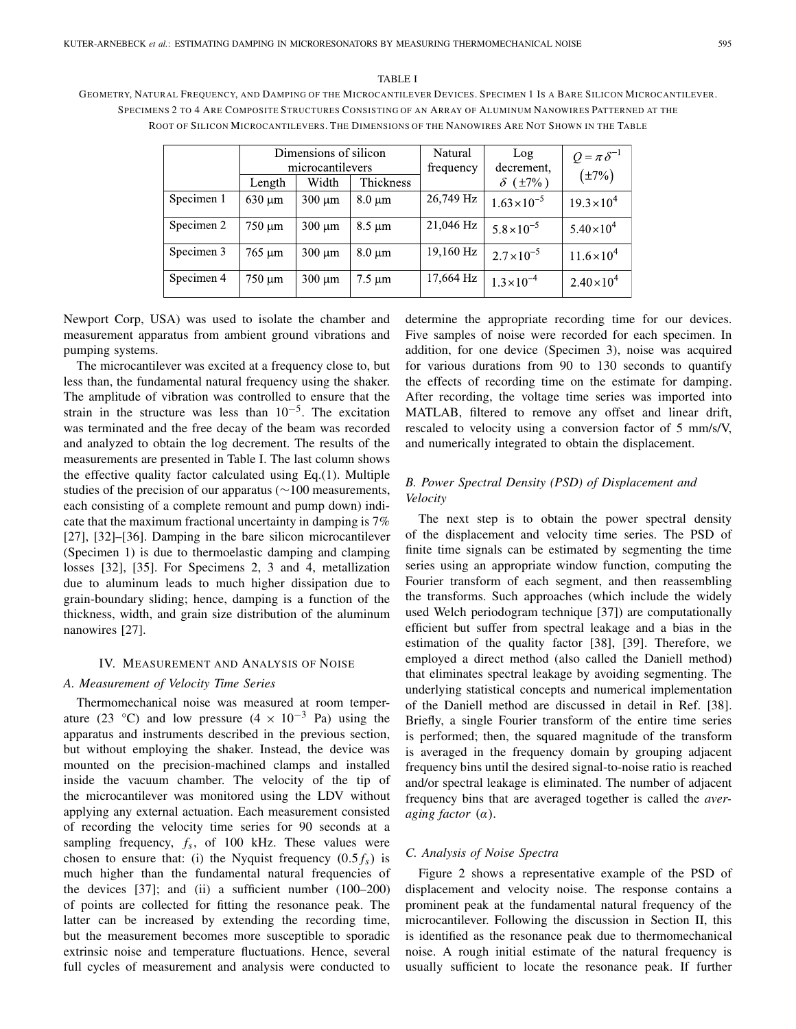TABLE I

GEOMETRY, NATURAL FREQUENCY, AND DAMPING OF THE MICROCANTILEVER DEVICES. SPECIMEN 1 IS A BARE SILICON MICROCANTILEVER. SPECIMENS 2 TO 4 ARE COMPOSITE STRUCTURES CONSISTING OF AN ARRAY OF ALUMINUM NANOWIRES PATTERNED AT THE ROOT OF SILICON MICROCANTILEVERS. THE DIMENSIONS OF THE NANOWIRES ARE NOT SHOWN IN THE TABLE

| | Dimensions of silicon microcantilevers | | | Natural frequency | Log decrement, $\delta$ ($\pm 7\%$) | $Q = \pi\delta^{-1}$ ($\pm 7\%$) |
|---|---|---|---|---|---|---|
| | Length | Width | Thickness | | | |
| Specimen 1 | 630 μm | 300 μm | 8.0 μm | 26,749 Hz | $1.63\times10^{-5}$ | $19.3\times10^{4}$ |
| Specimen 2 | 750 μm | 300 μm | 8.5 μm | 21,046 Hz | $5.8\times10^{-5}$ | $5.40\times10^{4}$ |
| Specimen 3 | 765 μm | 300 μm | 8.0 μm | 19,160 Hz | $2.7\times10^{-5}$ | $11.6\times10^{4}$ |
| Specimen 4 | 750 μm | 300 μm | 7.5 μm | 17,664 Hz | $1.3\times10^{-4}$ | $2.40\times10^{4}$ |

Newport Corp, USA) was used to isolate the chamber and measurement apparatus from ambient ground vibrations and pumping systems.

The microcantilever was excited at a frequency close to, but less than, the fundamental natural frequency using the shaker. The amplitude of vibration was controlled to ensure that the strain in the structure was less than $10^{-5}$. The excitation was terminated and the free decay of the beam was recorded and analyzed to obtain the log decrement. The results of the measurements are presented in Table I. The last column shows the effective quality factor calculated using Eq.(1). Multiple studies of the precision of our apparatus (~100 measurements, each consisting of a complete remount and pump down) indicate that the maximum fractional uncertainty in damping is 7% [27], [32]–[36]. Damping in the bare silicon microcantilever (Specimen 1) is due to thermoelastic damping and clamping losses [32], [35]. For Specimens 2, 3 and 4, metallization due to aluminum leads to much higher dissipation due to grain-boundary sliding; hence, damping is a function of the thickness, width, and grain size distribution of the aluminum nanowires [27].

## IV. MEASUREMENT AND ANALYSIS OF NOISE

### A. Measurement of Velocity Time Series

Thermomechanical noise was measured at room temperature (23 °C) and low pressure ($4 \times 10^{-3}$ Pa) using the apparatus and instruments described in the previous section, but without employing the shaker. Instead, the device was mounted on the precision-machined clamps and installed inside the vacuum chamber. The velocity of the tip of the microcantilever was monitored using the LDV without applying any external actuation. Each measurement consisted of recording the velocity time series for 90 seconds at a sampling frequency, $f_s$, of 100 kHz. These values were chosen to ensure that: (i) the Nyquist frequency ($0.5 f_s$) is much higher than the fundamental natural frequencies of the devices [37]; and (ii) a sufficient number (100–200) of points are collected for fitting the resonance peak. The latter can be increased by extending the recording time, but the measurement becomes more susceptible to sporadic extrinsic noise and temperature fluctuations. Hence, several full cycles of measurement and analysis were conducted to determine the appropriate recording time for our devices. Five samples of noise were recorded for each specimen. In addition, for one device (Specimen 3), noise was acquired for various durations from 90 to 130 seconds to quantify the effects of recording time on the estimate for damping. After recording, the voltage time series was imported into MATLAB, filtered to remove any offset and linear drift, rescaled to velocity using a conversion factor of 5 mm/s/V, and numerically integrated to obtain the displacement.

### B. Power Spectral Density (PSD) of Displacement and Velocity

The next step is to obtain the power spectral density of the displacement and velocity time series. The PSD of finite time signals can be estimated by segmenting the time series using an appropriate window function, computing the Fourier transform of each segment, and then reassembling the transforms. Such approaches (which include the widely used Welch periodogram technique [37]) are computationally efficient but suffer from spectral leakage and a bias in the estimation of the quality factor [38], [39]. Therefore, we employed a direct method (also called the Daniell method) that eliminates spectral leakage by avoiding segmenting. The underlying statistical concepts and numerical implementation of the Daniell method are discussed in detail in Ref. [38]. Briefly, a single Fourier transform of the entire time series is performed; then, the squared magnitude of the transform is averaged in the frequency domain by grouping adjacent frequency bins until the desired signal-to-noise ratio is reached and/or spectral leakage is eliminated. The number of adjacent frequency bins that are averaged together is called the *averaging factor* ($\alpha$).

### C. Analysis of Noise Spectra

Figure 2 shows a representative example of the PSD of displacement and velocity noise. The response contains a prominent peak at the fundamental natural frequency of the microcantilever. Following the discussion in Section II, this is identified as the resonance peak due to thermomechanical noise. A rough initial estimate of the natural frequency is usually sufficient to locate the resonance peak. If further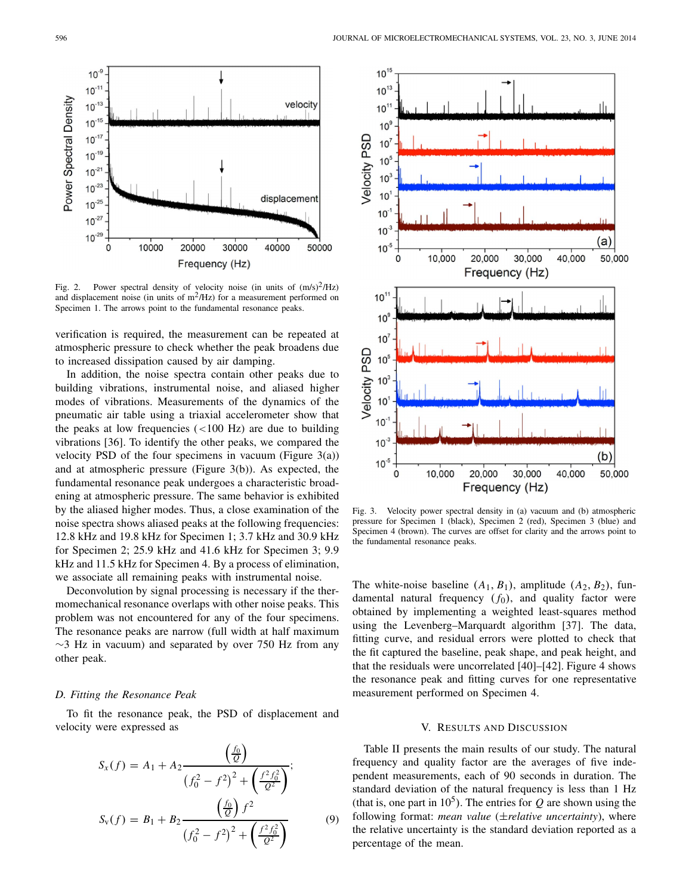Fig. 2. Power spectral density of velocity noise (in units of $(m/s)^2/Hz$) and displacement noise (in units of $m^2/Hz$) for a measurement performed on Specimen 1. The arrows point to the fundamental resonance peaks.

verification is required, the measurement can be repeated at atmospheric pressure to check whether the peak broadens due to increased dissipation caused by air damping.

In addition, the noise spectra contain other peaks due to building vibrations, instrumental noise, and aliased higher modes of vibrations. Measurements of the dynamics of the pneumatic air table using a triaxial accelerometer show that the peaks at low frequencies (<100 Hz) are due to building vibrations [36]. To identify the other peaks, we compared the velocity PSD of the four specimens in vacuum (Figure 3(a)) and at atmospheric pressure (Figure 3(b)). As expected, the fundamental resonance peak undergoes a characteristic broadening at atmospheric pressure. The same behavior is exhibited by the aliased higher modes. Thus, a close examination of the noise spectra shows aliased peaks at the following frequencies: 12.8 kHz and 19.8 kHz for Specimen 1; 3.7 kHz and 30.9 kHz for Specimen 2; 25.9 kHz and 41.6 kHz for Specimen 3; 9.9 kHz and 11.5 kHz for Specimen 4. By a process of elimination, we associate all remaining peaks with instrumental noise.

Deconvolution by signal processing is necessary if the thermomechanical resonance overlaps with other noise peaks. This problem was not encountered for any of the four specimens. The resonance peaks are narrow (full width at half maximum ∼3 Hz in vacuum) and separated by over 750 Hz from any other peak.

### D. Fitting the Resonance Peak

To fit the resonance peak, the PSD of displacement and velocity were expressed as

$$S_x(f) = A_1 + A_2 \frac{\left(\frac{f_0}{Q}\right)}{\left(f_0^2 - f^2\right)^2 + \left(\frac{f^2 f_0^2}{Q^2}\right)};$$

$$S_v(f) = B_1 + B_2 \frac{\left(\frac{f_0}{Q}\right) f^2}{\left(f_0^2 - f^2\right)^2 + \left(\frac{f^2 f_0^2}{Q^2}\right)} \quad (9)$$

Fig. 3. Velocity power spectral density in (a) vacuum and (b) atmospheric pressure for Specimen 1 (black), Specimen 2 (red), Specimen 3 (blue) and Specimen 4 (brown). The curves are offset for clarity and the arrows point to the fundamental resonance peaks.

The white-noise baseline ($A_1, B_1$), amplitude ($A_2, B_2$), fundamental natural frequency ($f_0$), and quality factor were obtained by implementing a weighted least-squares method using the Levenberg–Marquardt algorithm [37]. The data, fitting curve, and residual errors were plotted to check that the fit captured the baseline, peak shape, and peak height, and that the residuals were uncorrelated [40]–[42]. Figure 4 shows the resonance peak and fitting curves for one representative measurement performed on Specimen 4.

## V. Results and Discussion

Table II presents the main results of our study. The natural frequency and quality factor are the averages of five independent measurements, each of 90 seconds in duration. The standard deviation of the natural frequency is less than 1 Hz (that is, one part in $10^5$). The entries for $Q$ are shown using the following format: *mean value* (±*relative uncertainty*), where the relative uncertainty is the standard deviation reported as a percentage of the mean.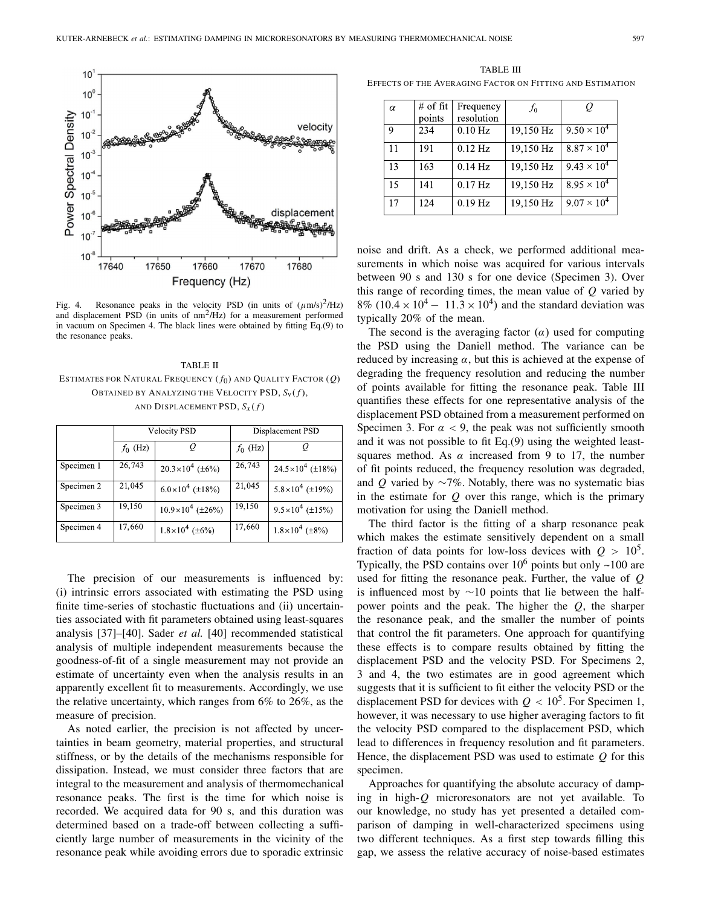Fig. 4. Resonance peaks in the velocity PSD (in units of $(\mu\text{m/s})^2$/Hz) and displacement PSD (in units of $\text{nm}^2$/Hz) for a measurement performed in vacuum on Specimen 4. The black lines were obtained by fitting Eq.(9) to the resonance peaks.

TABLE II
ESTIMATES FOR NATURAL FREQUENCY ($f_0$) AND QUALITY FACTOR ($Q$) OBTAINED BY ANALYZING THE VELOCITY PSD, $S_v(f)$, AND DISPLACEMENT PSD, $S_x(f)$

| | Velocity PSD | | Displacement PSD | |
|---|---|---|---|---|
| | $f_0$ (Hz) | $Q$ | $f_0$ (Hz) | $Q$ |
| Specimen 1 | 26,743 | $20.3\times10^4$ (±6%) | 26,743 | $24.5\times10^4$ (±18%) |
| Specimen 2 | 21,045 | $6.0\times10^4$ (±18%) | 21,045 | $5.8\times10^4$ (±19%) |
| Specimen 3 | 19,150 | $10.9\times10^4$ (±26%) | 19,150 | $9.5\times10^4$ (±15%) |
| Specimen 4 | 17,660 | $1.8\times10^4$ (±6%) | 17,660 | $1.8\times10^4$ (±8%) |

The precision of our measurements is influenced by: (i) intrinsic errors associated with estimating the PSD using finite time-series of stochastic fluctuations and (ii) uncertainties associated with fit parameters obtained using least-squares analysis [37]–[40]. Sader *et al.* [40] recommended statistical analysis of multiple independent measurements because the goodness-of-fit of a single measurement may not provide an estimate of uncertainty even when the analysis results in an apparently excellent fit to measurements. Accordingly, we use the relative uncertainty, which ranges from 6% to 26%, as the measure of precision.

As noted earlier, the precision is not affected by uncertainties in beam geometry, material properties, and structural stiffness, or by the details of the mechanisms responsible for dissipation. Instead, we must consider three factors that are integral to the measurement and analysis of thermomechanical resonance peaks. The first is the time for which noise is recorded. We acquired data for 90 s, and this duration was determined based on a trade-off between collecting a sufficiently large number of measurements in the vicinity of the resonance peak while avoiding errors due to sporadic extrinsic noise and drift. As a check, we performed additional measurements in which noise was acquired for various intervals between 90 s and 130 s for one device (Specimen 3). Over this range of recording times, the mean value of $Q$ varied by 8% ($10.4 \times 10^4 - 11.3 \times 10^4$) and the standard deviation was typically 20% of the mean.

TABLE III
EFFECTS OF THE AVERAGING FACTOR ON FITTING AND ESTIMATION

| $\alpha$ | # of fit points | Frequency resolution | $f_0$ | $Q$ |
|---|---|---|---|---|
| 9 | 234 | 0.10 Hz | 19,150 Hz | $9.50 \times 10^4$ |
| 11 | 191 | 0.12 Hz | 19,150 Hz | $8.87 \times 10^4$ |
| 13 | 163 | 0.14 Hz | 19,150 Hz | $9.43 \times 10^4$ |
| 15 | 141 | 0.17 Hz | 19,150 Hz | $8.95 \times 10^4$ |
| 17 | 124 | 0.19 Hz | 19,150 Hz | $9.07 \times 10^4$ |

The second is the averaging factor ($\alpha$) used for computing the PSD using the Daniell method. The variance can be reduced by increasing $\alpha$, but this is achieved at the expense of degrading the frequency resolution and reducing the number of points available for fitting the resonance peak. Table III quantifies these effects for one representative analysis of the displacement PSD obtained from a measurement performed on Specimen 3. For $\alpha < 9$, the peak was not sufficiently smooth and it was not possible to fit Eq.(9) using the weighted least-squares method. As $\alpha$ increased from 9 to 17, the number of fit points reduced, the frequency resolution was degraded, and $Q$ varied by ~7%. Notably, there was no systematic bias in the estimate for $Q$ over this range, which is the primary motivation for using the Daniell method.

The third factor is the fitting of a sharp resonance peak which makes the estimate sensitively dependent on a small fraction of data points for low-loss devices with $Q > 10^5$. Typically, the PSD contains over $10^6$ points but only ~100 are used for fitting the resonance peak. Further, the value of $Q$ is influenced most by ~10 points that lie between the half-power points and the peak. The higher the $Q$, the sharper the resonance peak, and the smaller the number of points that control the fit parameters. One approach for quantifying these effects is to compare results obtained by fitting the displacement PSD and the velocity PSD. For Specimens 2, 3 and 4, the two estimates are in good agreement which suggests that it is sufficient to fit either the velocity PSD or the displacement PSD for devices with $Q < 10^5$. For Specimen 1, however, it was necessary to use higher averaging factors to fit the velocity PSD compared to the displacement PSD, which lead to differences in frequency resolution and fit parameters. Hence, the displacement PSD was used to estimate $Q$ for this specimen.

Approaches for quantifying the absolute accuracy of damping in high-$Q$ microresonators are not yet available. To our knowledge, no study has yet presented a detailed comparison of damping in well-characterized specimens using two different techniques. As a first step towards filling this gap, we assess the relative accuracy of noise-based estimates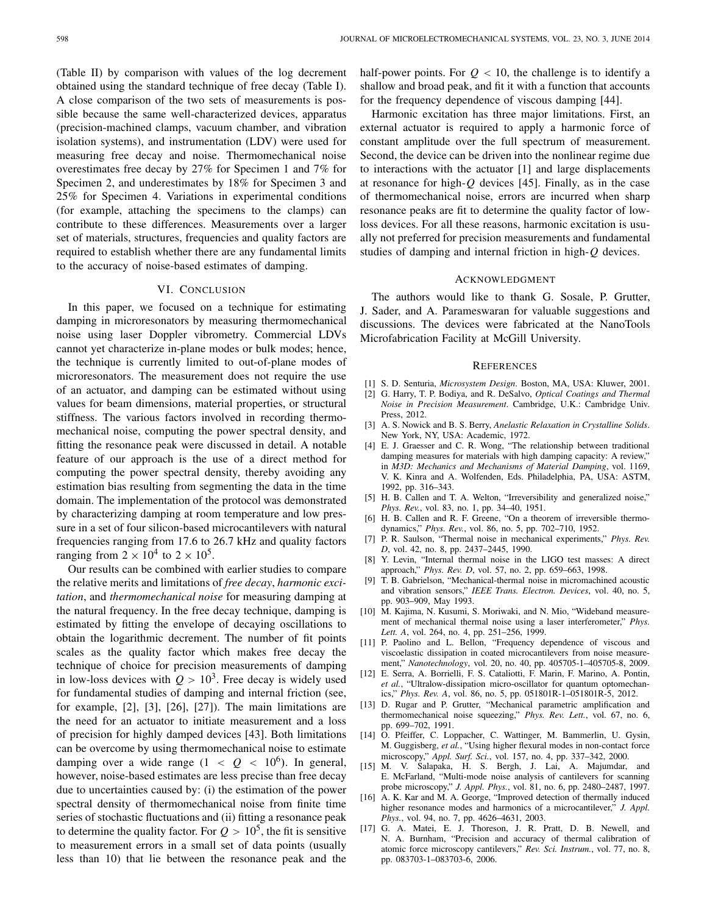(Table II) by comparison with values of the log decrement obtained using the standard technique of free decay (Table I). A close comparison of the two sets of measurements is possible because the same well-characterized devices, apparatus (precision-machined clamps, vacuum chamber, and vibration isolation systems), and instrumentation (LDV) were used for measuring free decay and noise. Thermomechanical noise overestimates free decay by 27% for Specimen 1 and 7% for Specimen 2, and underestimates by 18% for Specimen 3 and 25% for Specimen 4. Variations in experimental conditions (for example, attaching the specimens to the clamps) can contribute to these differences. Measurements over a larger set of materials, structures, frequencies and quality factors are required to establish whether there are any fundamental limits to the accuracy of noise-based estimates of damping.

## VI. Conclusion

In this paper, we focused on a technique for estimating damping in microresonators by measuring thermomechanical noise using laser Doppler vibrometry. Commercial LDVs cannot yet characterize in-plane modes or bulk modes; hence, the technique is currently limited to out-of-plane modes of microresonators. The measurement does not require the use of an actuator, and damping can be estimated without using values for beam dimensions, material properties, or structural stiffness. The various factors involved in recording thermomechanical noise, computing the power spectral density, and fitting the resonance peak were discussed in detail. A notable feature of our approach is the use of a direct method for computing the power spectral density, thereby avoiding any estimation bias resulting from segmenting the data in the time domain. The implementation of the protocol was demonstrated by characterizing damping at room temperature and low pressure in a set of four silicon-based microcantilevers with natural frequencies ranging from 17.6 to 26.7 kHz and quality factors ranging from $2 \times 10^4$ to $2 \times 10^5$.

Our results can be combined with earlier studies to compare the relative merits and limitations of *free decay*, *harmonic excitation*, and *thermomechanical noise* for measuring damping at the natural frequency. In the free decay technique, damping is estimated by fitting the envelope of decaying oscillations to obtain the logarithmic decrement. The number of fit points scales as the quality factor which makes free decay the technique of choice for precision measurements of damping in low-loss devices with $Q > 10^3$. Free decay is widely used for fundamental studies of damping and internal friction (see, for example, [2], [3], [26], [27]). The main limitations are the need for an actuator to initiate measurement and a loss of precision for highly damped devices [43]. Both limitations can be overcome by using thermomechanical noise to estimate damping over a wide range ($1 < Q < 10^6$). In general, however, noise-based estimates are less precise than free decay due to uncertainties caused by: (i) the estimation of the power spectral density of thermomechanical noise from finite time series of stochastic fluctuations and (ii) fitting a resonance peak to determine the quality factor. For $Q > 10^5$, the fit is sensitive to measurement errors in a small set of data points (usually less than 10) that lie between the resonance peak and the half-power points. For $Q < 10$, the challenge is to identify a shallow and broad peak, and fit it with a function that accounts for the frequency dependence of viscous damping [44].

Harmonic excitation has three major limitations. First, an external actuator is required to apply a harmonic force of constant amplitude over the full spectrum of measurement. Second, the device can be driven into the nonlinear regime due to interactions with the actuator [1] and large displacements at resonance for high-$Q$ devices [45]. Finally, as in the case of thermomechanical noise, errors are incurred when sharp resonance peaks are fit to determine the quality factor of low-loss devices. For all these reasons, harmonic excitation is usually not preferred for precision measurements and fundamental studies of damping and internal friction in high-$Q$ devices.

## Acknowledgment

The authors would like to thank G. Sosale, P. Grutter, J. Sader, and A. Parameswaran for valuable suggestions and discussions. The devices were fabricated at the NanoTools Microfabrication Facility at McGill University.

## References

[1] S. D. Senturia, *Microsystem Design*. Boston, MA, USA: Kluwer, 2001.

[2] G. Harry, T. P. Bodiya, and R. DeSalvo, *Optical Coatings and Thermal Noise in Precision Measurement*. Cambridge, U.K.: Cambridge Univ. Press, 2012.

[3] A. S. Nowick and B. S. Berry, *Anelastic Relaxation in Crystalline Solids*. New York, NY, USA: Academic, 1972.

[4] E. J. Graesser and C. R. Wong, "The relationship between traditional damping measures for materials with high damping capacity: A review," in *M3D: Mechanics and Mechanisms of Material Damping*, vol. 1169, V. K. Kinra and A. Wolfenden, Eds. Philadelphia, PA, USA: ASTM, 1992, pp. 316–343.

[5] H. B. Callen and T. A. Welton, "Irreversibility and generalized noise," *Phys. Rev.*, vol. 83, no. 1, pp. 34–40, 1951.

[6] H. B. Callen and R. F. Greene, "On a theorem of irreversible thermodynamics," *Phys. Rev.*, vol. 86, no. 5, pp. 702–710, 1952.

[7] P. R. Saulson, "Thermal noise in mechanical experiments," *Phys. Rev. D*, vol. 42, no. 8, pp. 2437–2445, 1990.

[8] Y. Levin, "Internal thermal noise in the LIGO test masses: A direct approach," *Phys. Rev. D*, vol. 57, no. 2, pp. 659–663, 1998.

[9] T. B. Gabrielson, "Mechanical-thermal noise in micromachined acoustic and vibration sensors," *IEEE Trans. Electron. Devices*, vol. 40, no. 5, pp. 903–909, May 1993.

[10] M. Kajima, N. Kusumi, S. Moriwaki, and N. Mio, "Wideband measurement of mechanical thermal noise using a laser interferometer," *Phys. Lett. A*, vol. 264, no. 4, pp. 251–256, 1999.

[11] P. Paolino and L. Bellon, "Frequency dependence of viscous and viscoelastic dissipation in coated microcantilevers from noise measurement," *Nanotechnology*, vol. 20, no. 40, pp. 405705-1–405705-8, 2009.

[12] E. Serra, A. Borrielli, F. S. Cataliotti, F. Marin, F. Marino, A. Pontin, *et al.*, "Ultralow-dissipation micro-oscillator for quantum optomechanics," *Phys. Rev. A*, vol. 86, no. 5, pp. 051801R-1–051801R-5, 2012.

[13] D. Rugar and P. Grutter, "Mechanical parametric amplification and thermomechanical noise squeezing," *Phys. Rev. Lett.*, vol. 67, no. 6, pp. 699–702, 1991.

[14] O. Pfeiffer, C. Loppacher, C. Wattinger, M. Bammerlin, U. Gysin, M. Guggisberg, *et al.*, "Using higher flexural modes in non-contact force microscopy," *Appl. Surf. Sci.*, vol. 157, no. 4, pp. 337–342, 2000.

[15] M. V. Salapaka, H. S. Bergh, J. Lai, A. Majumdar, and E. McFarland, "Multi-mode noise analysis of cantilevers for scanning probe microscopy," *J. Appl. Phys.*, vol. 81, no. 6, pp. 2480–2487, 1997.

[16] A. K. Kar and M. A. George, "Improved detection of thermally induced higher resonance modes and harmonics of a microcantilever," *J. Appl. Phys.*, vol. 94, no. 7, pp. 4626–4631, 2003.

[17] G. A. Matei, E. J. Thoreson, J. R. Pratt, D. B. Newell, and N. A. Burnham, "Precision and accuracy of thermal calibration of atomic force microscopy cantilevers," *Rev. Sci. Instrum.*, vol. 77, no. 8, pp. 083703-1–083703-6, 2006.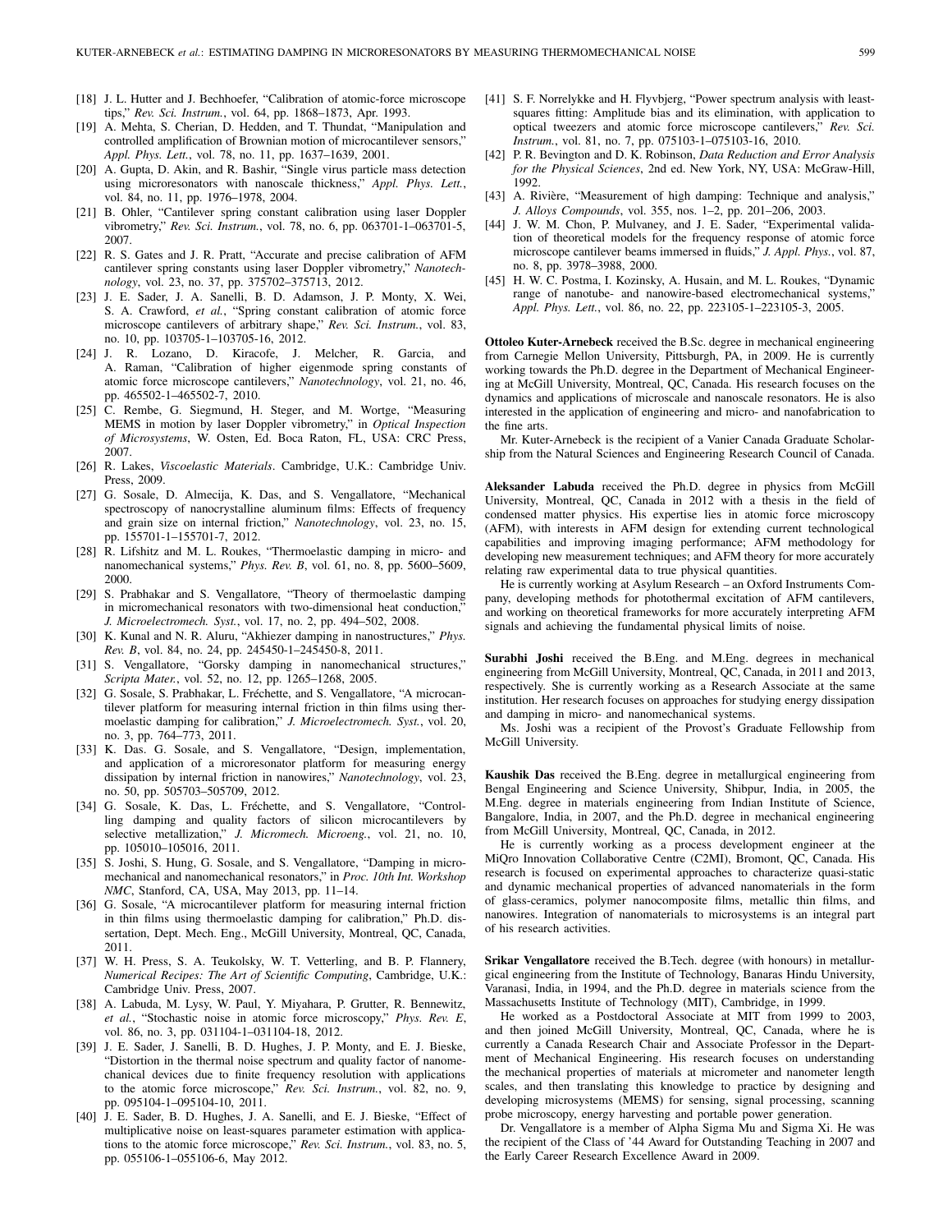[18] J. L. Hutter and J. Bechhoefer, "Calibration of atomic-force microscope tips," *Rev. Sci. Instrum.*, vol. 64, pp. 1868–1873, Apr. 1993.

[19] A. Mehta, S. Cherian, D. Hedden, and T. Thundat, "Manipulation and controlled amplification of Brownian motion of microcantilever sensors," *Appl. Phys. Lett.*, vol. 78, no. 11, pp. 1637–1639, 2001.

[20] A. Gupta, D. Akin, and R. Bashir, "Single virus particle mass detection using microresonators with nanoscale thickness," *Appl. Phys. Lett.*, vol. 84, no. 11, pp. 1976–1978, 2004.

[21] B. Ohler, "Cantilever spring constant calibration using laser Doppler vibrometry," *Rev. Sci. Instrum.*, vol. 78, no. 6, pp. 063701-1–063701-5, 2007.

[22] R. S. Gates and J. R. Pratt, "Accurate and precise calibration of AFM cantilever spring constants using laser Doppler vibrometry," *Nanotechnology*, vol. 23, no. 37, pp. 375702–375713, 2012.

[23] J. E. Sader, J. A. Sanelli, B. D. Adamson, J. P. Monty, X. Wei, S. A. Crawford, *et al.*, "Spring constant calibration of atomic force microscope cantilevers of arbitrary shape," *Rev. Sci. Instrum.*, vol. 83, no. 10, pp. 103705-1–103705-16, 2012.

[24] J. R. Lozano, D. Kiracofe, J. Melcher, R. Garcia, and A. Raman, "Calibration of higher eigenmode spring constants of atomic force microscope cantilevers," *Nanotechnology*, vol. 21, no. 46, pp. 465502-1–465502-7, 2010.

[25] C. Rembe, G. Siegmund, H. Steger, and M. Wortge, "Measuring MEMS in motion by laser Doppler vibrometry," in *Optical Inspection of Microsystems*, W. Osten, Ed. Boca Raton, FL, USA: CRC Press, 2007.

[26] R. Lakes, *Viscoelastic Materials*. Cambridge, U.K.: Cambridge Univ. Press, 2009.

[27] G. Sosale, D. Almecija, K. Das, and S. Vengallatore, "Mechanical spectroscopy of nanocrystalline aluminum films: Effects of frequency and grain size on internal friction," *Nanotechnology*, vol. 23, no. 15, pp. 155701-1–155701-7, 2012.

[28] R. Lifshitz and M. L. Roukes, "Thermoelastic damping in micro- and nanomechanical systems," *Phys. Rev. B*, vol. 61, no. 8, pp. 5600–5609, 2000.

[29] S. Prabhakar and S. Vengallatore, "Theory of thermoelastic damping in micromechanical resonators with two-dimensional heat conduction," *J. Microelectromech. Syst.*, vol. 17, no. 2, pp. 494–502, 2008.

[30] K. Kunal and N. R. Aluru, "Akhiezer damping in nanostructures," *Phys. Rev. B*, vol. 84, no. 24, pp. 245450-1–245450-8, 2011.

[31] S. Vengallatore, "Gorsky damping in nanomechanical structures," *Scripta Mater.*, vol. 52, no. 12, pp. 1265–1268, 2005.

[32] G. Sosale, S. Prabhakar, L. Fréchette, and S. Vengallatore, "A microcantilever platform for measuring internal friction in thin films using thermoelastic damping for calibration," *J. Microelectromech. Syst.*, vol. 20, no. 3, pp. 764–773, 2011.

[33] K. Das. G. Sosale, and S. Vengallatore, "Design, implementation, and application of a microresonator platform for measuring energy dissipation by internal friction in nanowires," *Nanotechnology*, vol. 23, no. 50, pp. 505703–505709, 2012.

[34] G. Sosale, K. Das, L. Fréchette, and S. Vengallatore, "Controlling damping and quality factors of silicon microcantilevers by selective metallization," *J. Micromech. Microeng.*, vol. 21, no. 10, pp. 105010–105016, 2011.

[35] S. Joshi, S. Hung, G. Sosale, and S. Vengallatore, "Damping in micromechanical and nanomechanical resonators," in *Proc. 10th Int. Workshop NMC*, Stanford, CA, USA, May 2013, pp. 11–14.

[36] G. Sosale, "A microcantilever platform for measuring internal friction in thin films using thermoelastic damping for calibration," Ph.D. dissertation, Dept. Mech. Eng., McGill University, Montreal, QC, Canada, 2011.

[37] W. H. Press, S. A. Teukolsky, W. T. Vetterling, and B. P. Flannery, *Numerical Recipes: The Art of Scientific Computing*, Cambridge, U.K.: Cambridge Univ. Press, 2007.

[38] A. Labuda, M. Lysy, W. Paul, Y. Miyahara, P. Grutter, R. Bennewitz, *et al.*, "Stochastic noise in atomic force microscopy," *Phys. Rev. E*, vol. 86, no. 3, pp. 031104-1–031104-18, 2012.

[39] J. E. Sader, J. Sanelli, B. D. Hughes, J. P. Monty, and E. J. Bieske, "Distortion in the thermal noise spectrum and quality factor of nanomechanical devices due to finite frequency resolution with applications to the atomic force microscope," *Rev. Sci. Instrum.*, vol. 82, no. 9, pp. 095104-1–095104-10, 2011.

[40] J. E. Sader, B. D. Hughes, J. A. Sanelli, and E. J. Bieske, "Effect of multiplicative noise on least-squares parameter estimation with applications to the atomic force microscope," *Rev. Sci. Instrum.*, vol. 83, no. 5, pp. 055106-1–055106-6, May 2012.

[41] S. F. Norrelykke and H. Flyvbjerg, "Power spectrum analysis with least-squares fitting: Amplitude bias and its elimination, with application to optical tweezers and atomic force microscope cantilevers," *Rev. Sci. Instrum.*, vol. 81, no. 7, pp. 075103-1–075103-16, 2010.

[42] P. R. Bevington and D. K. Robinson, *Data Reduction and Error Analysis for the Physical Sciences*, 2nd ed. New York, NY, USA: McGraw-Hill, 1992.

[43] A. Rivière, "Measurement of high damping: Technique and analysis," *J. Alloys Compounds*, vol. 355, nos. 1–2, pp. 201–206, 2003.

[44] J. W. M. Chon, P. Mulvaney, and J. E. Sader, "Experimental validation of theoretical models for the frequency response of atomic force microscope cantilever beams immersed in fluids," *J. Appl. Phys.*, vol. 87, no. 8, pp. 3978–3988, 2000.

[45] H. W. C. Postma, I. Kozinsky, A. Husain, and M. L. Roukes, "Dynamic range of nanotube- and nanowire-based electromechanical systems," *Appl. Phys. Lett.*, vol. 86, no. 22, pp. 223105-1–223105-3, 2005.

**Ottoleo Kuter-Arnebeck** received the B.Sc. degree in mechanical engineering from Carnegie Mellon University, Pittsburgh, PA, in 2009. He is currently working towards the Ph.D. degree in the Department of Mechanical Engineering at McGill University, Montreal, QC, Canada. His research focuses on the dynamics and applications of microscale and nanoscale resonators. He is also interested in the application of engineering and micro- and nanofabrication to the fine arts.

Mr. Kuter-Arnebeck is the recipient of a Vanier Canada Graduate Scholarship from the Natural Sciences and Engineering Research Council of Canada.

**Aleksander Labuda** received the Ph.D. degree in physics from McGill University, Montreal, QC, Canada in 2012 with a thesis in the field of condensed matter physics. His expertise lies in atomic force microscopy (AFM), with interests in AFM design for extending current technological capabilities and improving imaging performance; AFM methodology for developing new measurement techniques; and AFM theory for more accurately relating raw experimental data to true physical quantities.

He is currently working at Asylum Research – an Oxford Instruments Company, developing methods for photothermal excitation of AFM cantilevers, and working on theoretical frameworks for more accurately interpreting AFM signals and achieving the fundamental physical limits of noise.

**Surabhi Joshi** received the B.Eng. and M.Eng. degrees in mechanical engineering from McGill University, Montreal, QC, Canada, in 2011 and 2013, respectively. She is currently working as a Research Associate at the same institution. Her research focuses on approaches for studying energy dissipation and damping in micro- and nanomechanical systems.

Ms. Joshi was a recipient of the Provost's Graduate Fellowship from McGill University.

**Kaushik Das** received the B.Eng. degree in metallurgical engineering from Bengal Engineering and Science University, Shibpur, India, in 2005, the M.Eng. degree in materials engineering from Indian Institute of Science, Bangalore, India, in 2007, and the Ph.D. degree in mechanical engineering from McGill University, Montreal, QC, Canada, in 2012.

He is currently working as a process development engineer at the MiQro Innovation Collaborative Centre (C2MI), Bromont, QC, Canada. His research is focused on experimental approaches to characterize quasi-static and dynamic mechanical properties of advanced nanomaterials in the form of glass-ceramics, polymer nanocomposite films, metallic thin films, and nanowires. Integration of nanomaterials to microsystems is an integral part of his research activities.

**Srikar Vengallatore** received the B.Tech. degree (with honours) in metallurgical engineering from the Institute of Technology, Banaras Hindu University, Varanasi, India, in 1994, and the Ph.D. degree in materials science from the Massachusetts Institute of Technology (MIT), Cambridge, in 1999.

He worked as a Postdoctoral Associate at MIT from 1999 to 2003, and then joined McGill University, Montreal, QC, Canada, where he is currently a Canada Research Chair and Associate Professor in the Department of Mechanical Engineering. His research focuses on understanding the mechanical properties of materials at micrometer and nanometer length scales, and then translating this knowledge to practice by designing and developing microsystems (MEMS) for sensing, signal processing, scanning probe microscopy, energy harvesting and portable power generation.

Dr. Vengallatore is a member of Alpha Sigma Mu and Sigma Xi. He was the recipient of the Class of '44 Award for Outstanding Teaching in 2007 and the Early Career Research Excellence Award in 2009.